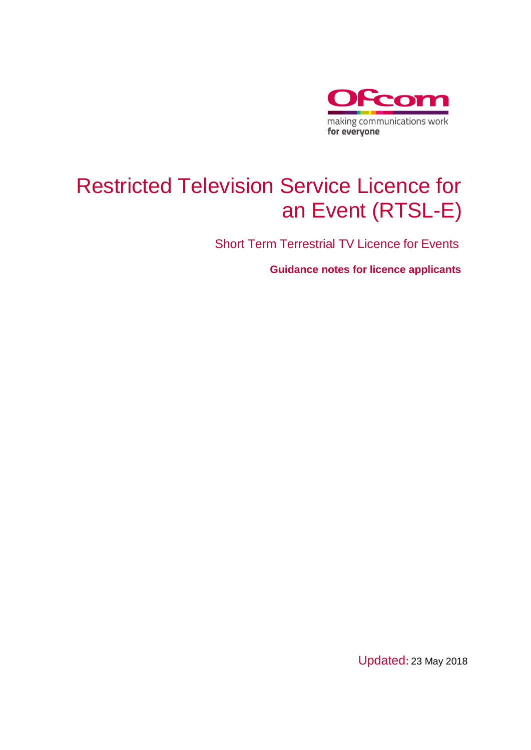Ofcom

making communications work
**for everyone**

# Restricted Television Service Licence for an Event (RTSL-E)

## Short Term Terrestrial TV Licence for Events

**Guidance notes for licence applicants**

Updated: 23 May 2018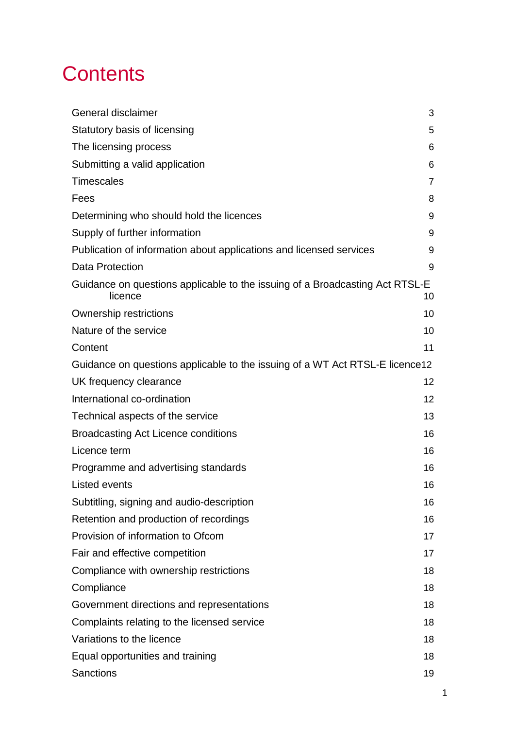# Contents

| | |
|---|---|
| General disclaimer | 3 |
| Statutory basis of licensing | 5 |
| The licensing process | 6 |
| Submitting a valid application | 6 |
| Timescales | 7 |
| Fees | 8 |
| Determining who should hold the licences | 9 |
| Supply of further information | 9 |
| Publication of information about applications and licensed services | 9 |
| Data Protection | 9 |
| Guidance on questions applicable to the issuing of a Broadcasting Act RTSL-E licence | 10 |
| Ownership restrictions | 10 |
| Nature of the service | 10 |
| Content | 11 |
| Guidance on questions applicable to the issuing of a WT Act RTSL-E licence | 12 |
| UK frequency clearance | 12 |
| International co-ordination | 12 |
| Technical aspects of the service | 13 |
| Broadcasting Act Licence conditions | 16 |
| Licence term | 16 |
| Programme and advertising standards | 16 |
| Listed events | 16 |
| Subtitling, signing and audio-description | 16 |
| Retention and production of recordings | 16 |
| Provision of information to Ofcom | 17 |
| Fair and effective competition | 17 |
| Compliance with ownership restrictions | 18 |
| Compliance | 18 |
| Government directions and representations | 18 |
| Complaints relating to the licensed service | 18 |
| Variations to the licence | 18 |
| Equal opportunities and training | 18 |
| Sanctions | 19 |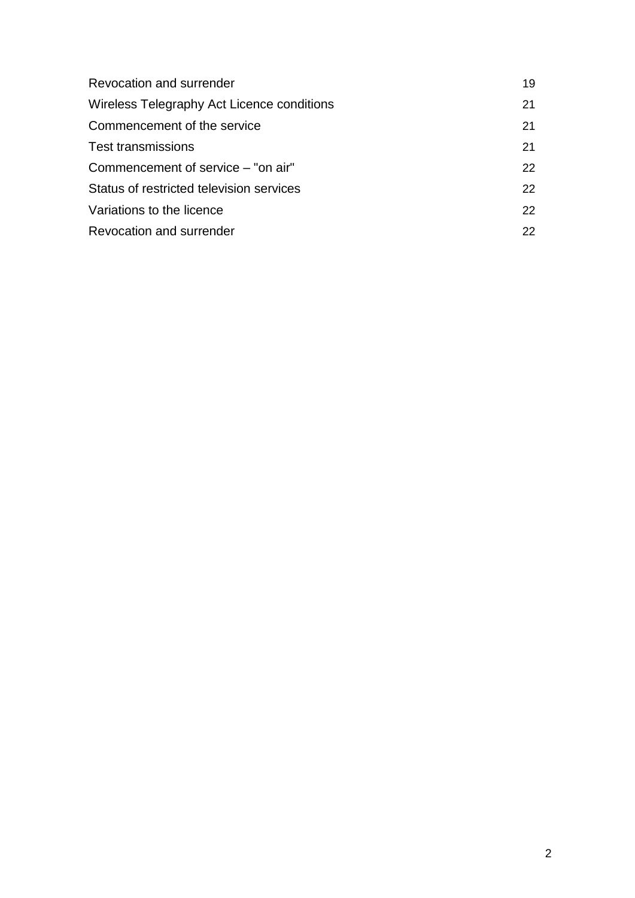Revocation and surrender 19

Wireless Telegraphy Act Licence conditions 21

Commencement of the service 21

Test transmissions 21

Commencement of service – "on air" 22

Status of restricted television services 22

Variations to the licence 22

Revocation and surrender 22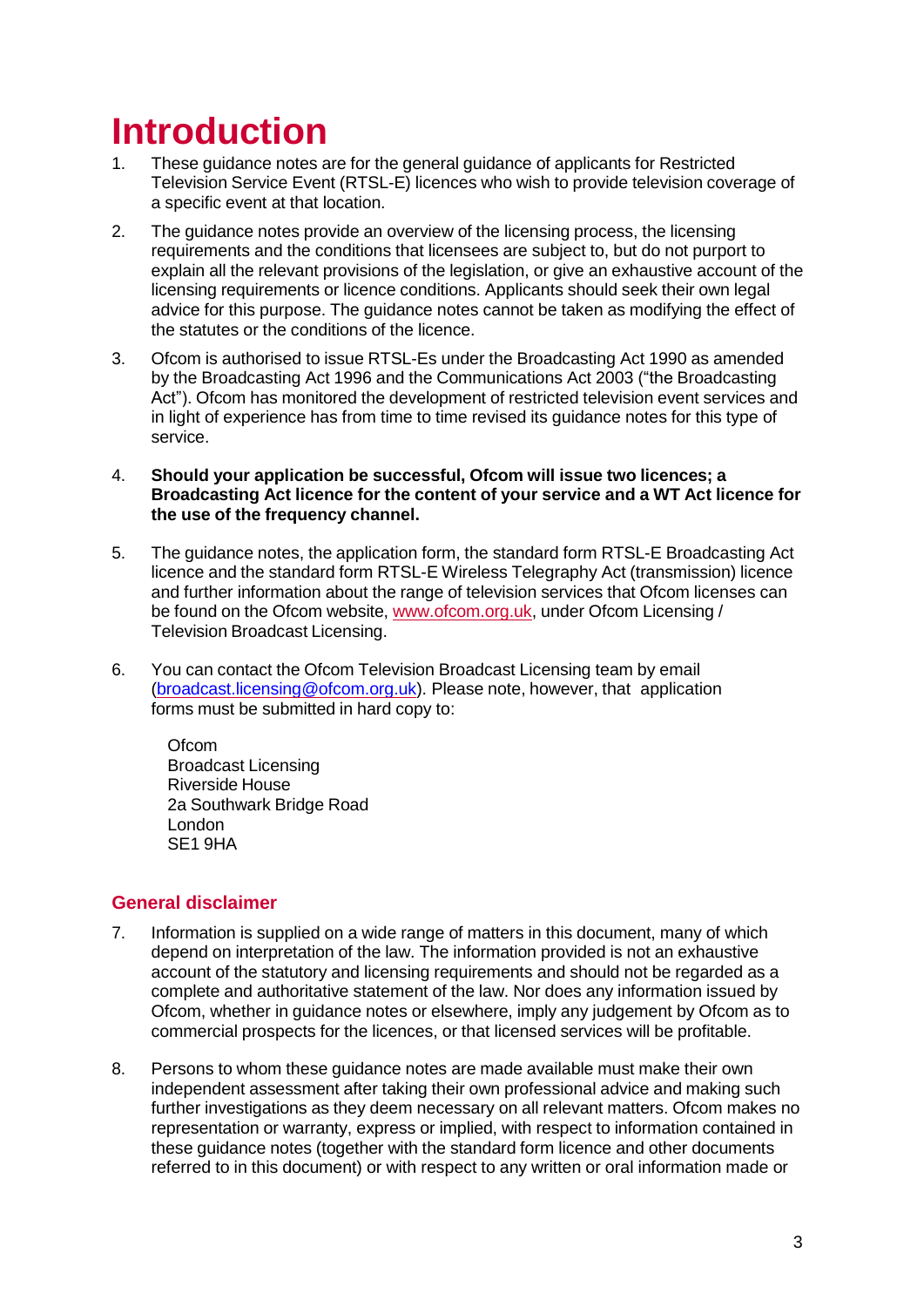# Introduction

1. These guidance notes are for the general guidance of applicants for Restricted Television Service Event (RTSL-E) licences who wish to provide television coverage of a specific event at that location.

2. The guidance notes provide an overview of the licensing process, the licensing requirements and the conditions that licensees are subject to, but do not purport to explain all the relevant provisions of the legislation, or give an exhaustive account of the licensing requirements or licence conditions. Applicants should seek their own legal advice for this purpose. The guidance notes cannot be taken as modifying the effect of the statutes or the conditions of the licence.

3. Ofcom is authorised to issue RTSL-Es under the Broadcasting Act 1990 as amended by the Broadcasting Act 1996 and the Communications Act 2003 ("the Broadcasting Act"). Ofcom has monitored the development of restricted television event services and in light of experience has from time to time revised its guidance notes for this type of service.

4. **Should your application be successful, Ofcom will issue two licences; a Broadcasting Act licence for the content of your service and a WT Act licence for the use of the frequency channel.**

5. The guidance notes, the application form, the standard form RTSL-E Broadcasting Act licence and the standard form RTSL-E Wireless Telegraphy Act (transmission) licence and further information about the range of television services that Ofcom licenses can be found on the Ofcom website, www.ofcom.org.uk, under Ofcom Licensing / Television Broadcast Licensing.

6. You can contact the Ofcom Television Broadcast Licensing team by email (broadcast.licensing@ofcom.org.uk). Please note, however, that application forms must be submitted in hard copy to:

   Ofcom
   Broadcast Licensing
   Riverside House
   2a Southwark Bridge Road
   London
   SE1 9HA

## General disclaimer

7. Information is supplied on a wide range of matters in this document, many of which depend on interpretation of the law. The information provided is not an exhaustive account of the statutory and licensing requirements and should not be regarded as a complete and authoritative statement of the law. Nor does any information issued by Ofcom, whether in guidance notes or elsewhere, imply any judgement by Ofcom as to commercial prospects for the licences, or that licensed services will be profitable.

8. Persons to whom these guidance notes are made available must make their own independent assessment after taking their own professional advice and making such further investigations as they deem necessary on all relevant matters. Ofcom makes no representation or warranty, express or implied, with respect to information contained in these guidance notes (together with the standard form licence and other documents referred to in this document) or with respect to any written or oral information made or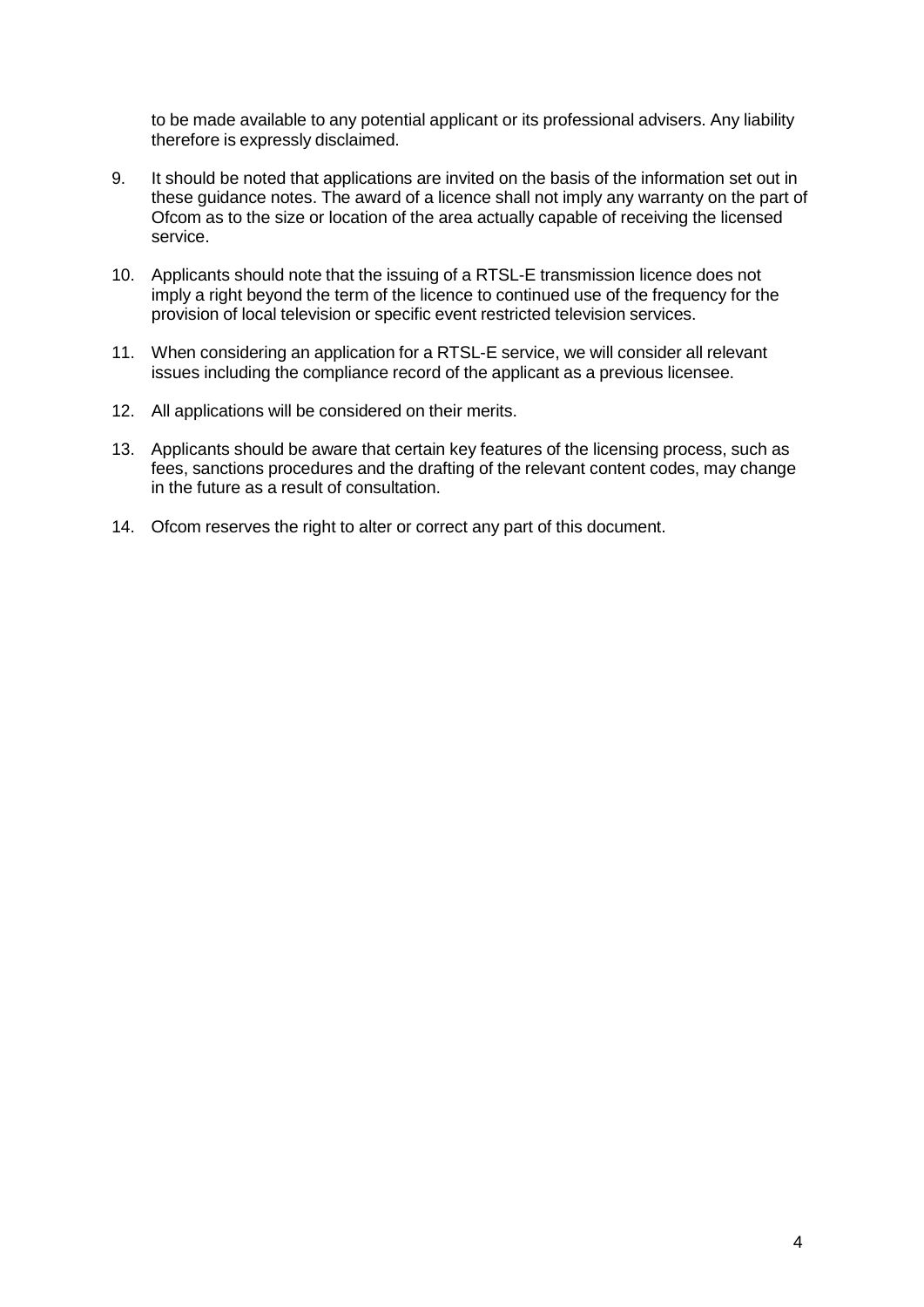to be made available to any potential applicant or its professional advisers. Any liability therefore is expressly disclaimed.

9. It should be noted that applications are invited on the basis of the information set out in these guidance notes. The award of a licence shall not imply any warranty on the part of Ofcom as to the size or location of the area actually capable of receiving the licensed service.

10. Applicants should note that the issuing of a RTSL-E transmission licence does not imply a right beyond the term of the licence to continued use of the frequency for the provision of local television or specific event restricted television services.

11. When considering an application for a RTSL-E service, we will consider all relevant issues including the compliance record of the applicant as a previous licensee.

12. All applications will be considered on their merits.

13. Applicants should be aware that certain key features of the licensing process, such as fees, sanctions procedures and the drafting of the relevant content codes, may change in the future as a result of consultation.

14. Ofcom reserves the right to alter or correct any part of this document.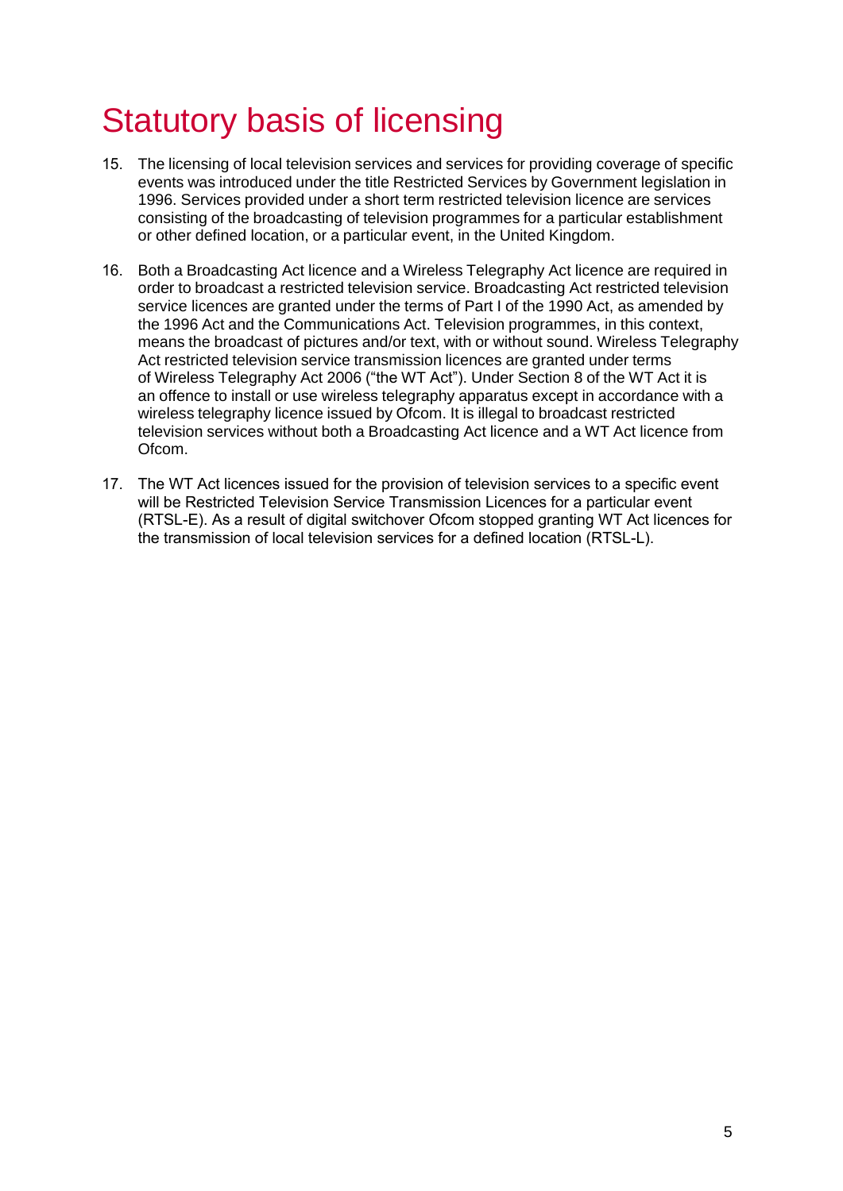# Statutory basis of licensing

15. The licensing of local television services and services for providing coverage of specific events was introduced under the title Restricted Services by Government legislation in 1996. Services provided under a short term restricted television licence are services consisting of the broadcasting of television programmes for a particular establishment or other defined location, or a particular event, in the United Kingdom.

16. Both a Broadcasting Act licence and a Wireless Telegraphy Act licence are required in order to broadcast a restricted television service. Broadcasting Act restricted television service licences are granted under the terms of Part I of the 1990 Act, as amended by the 1996 Act and the Communications Act. Television programmes, in this context, means the broadcast of pictures and/or text, with or without sound. Wireless Telegraphy Act restricted television service transmission licences are granted under terms of Wireless Telegraphy Act 2006 ("the WT Act"). Under Section 8 of the WT Act it is an offence to install or use wireless telegraphy apparatus except in accordance with a wireless telegraphy licence issued by Ofcom. It is illegal to broadcast restricted television services without both a Broadcasting Act licence and a WT Act licence from Ofcom.

17. The WT Act licences issued for the provision of television services to a specific event will be Restricted Television Service Transmission Licences for a particular event (RTSL-E). As a result of digital switchover Ofcom stopped granting WT Act licences for the transmission of local television services for a defined location (RTSL-L).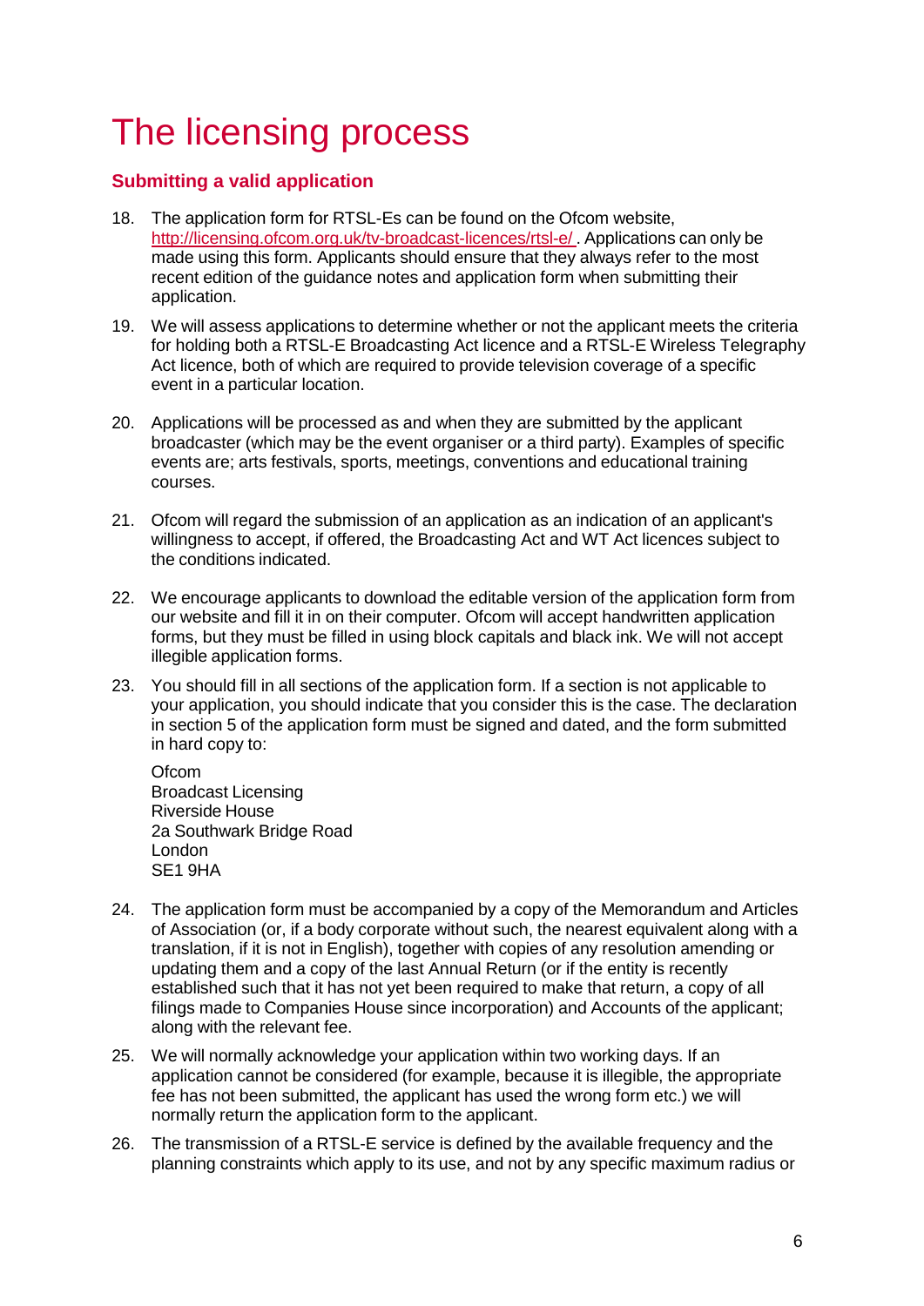# The licensing process

### Submitting a valid application

18. The application form for RTSL-Es can be found on the Ofcom website, [http://licensing.ofcom.org.uk/tv-broadcast-licences/rtsl-e/](http://licensing.ofcom.org.uk/tv-broadcast-licences/rtsl-e/) . Applications can only be made using this form. Applicants should ensure that they always refer to the most recent edition of the guidance notes and application form when submitting their application.

19. We will assess applications to determine whether or not the applicant meets the criteria for holding both a RTSL-E Broadcasting Act licence and a RTSL-E Wireless Telegraphy Act licence, both of which are required to provide television coverage of a specific event in a particular location.

20. Applications will be processed as and when they are submitted by the applicant broadcaster (which may be the event organiser or a third party). Examples of specific events are; arts festivals, sports, meetings, conventions and educational training courses.

21. Ofcom will regard the submission of an application as an indication of an applicant's willingness to accept, if offered, the Broadcasting Act and WT Act licences subject to the conditions indicated.

22. We encourage applicants to download the editable version of the application form from our website and fill it in on their computer. Ofcom will accept handwritten application forms, but they must be filled in using block capitals and black ink. We will not accept illegible application forms.

23. You should fill in all sections of the application form. If a section is not applicable to your application, you should indicate that you consider this is the case. The declaration in section 5 of the application form must be signed and dated, and the form submitted in hard copy to:

    Ofcom
    Broadcast Licensing
    Riverside House
    2a Southwark Bridge Road
    London
    SE1 9HA

24. The application form must be accompanied by a copy of the Memorandum and Articles of Association (or, if a body corporate without such, the nearest equivalent along with a translation, if it is not in English), together with copies of any resolution amending or updating them and a copy of the last Annual Return (or if the entity is recently established such that it has not yet been required to make that return, a copy of all filings made to Companies House since incorporation) and Accounts of the applicant; along with the relevant fee.

25. We will normally acknowledge your application within two working days. If an application cannot be considered (for example, because it is illegible, the appropriate fee has not been submitted, the applicant has used the wrong form etc.) we will normally return the application form to the applicant.

26. The transmission of a RTSL-E service is defined by the available frequency and the planning constraints which apply to its use, and not by any specific maximum radius or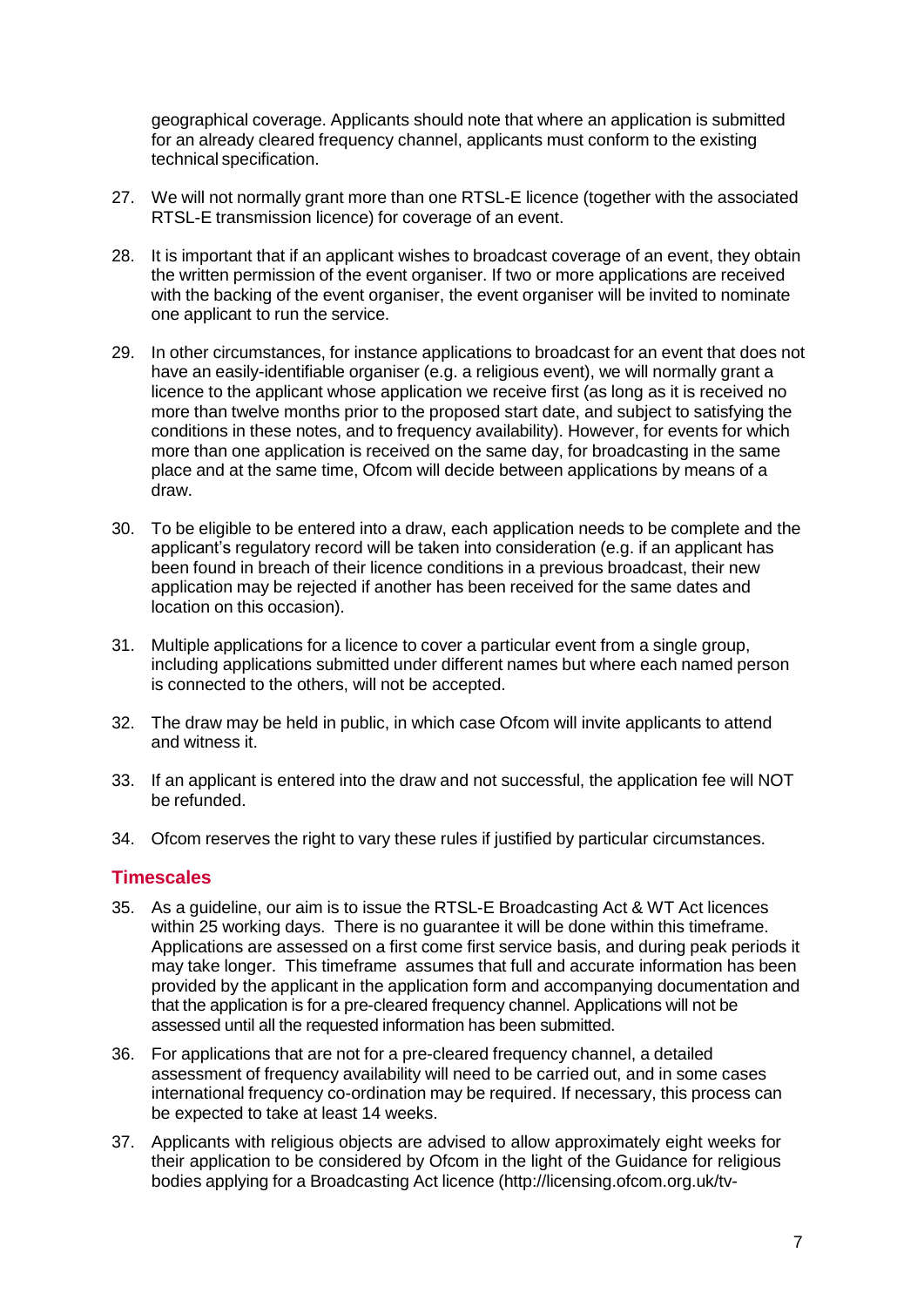geographical coverage. Applicants should note that where an application is submitted for an already cleared frequency channel, applicants must conform to the existing technical specification.

27. We will not normally grant more than one RTSL-E licence (together with the associated RTSL-E transmission licence) for coverage of an event.

28. It is important that if an applicant wishes to broadcast coverage of an event, they obtain the written permission of the event organiser. If two or more applications are received with the backing of the event organiser, the event organiser will be invited to nominate one applicant to run the service.

29. In other circumstances, for instance applications to broadcast for an event that does not have an easily-identifiable organiser (e.g. a religious event), we will normally grant a licence to the applicant whose application we receive first (as long as it is received no more than twelve months prior to the proposed start date, and subject to satisfying the conditions in these notes, and to frequency availability). However, for events for which more than one application is received on the same day, for broadcasting in the same place and at the same time, Ofcom will decide between applications by means of a draw.

30. To be eligible to be entered into a draw, each application needs to be complete and the applicant's regulatory record will be taken into consideration (e.g. if an applicant has been found in breach of their licence conditions in a previous broadcast, their new application may be rejected if another has been received for the same dates and location on this occasion).

31. Multiple applications for a licence to cover a particular event from a single group, including applications submitted under different names but where each named person is connected to the others, will not be accepted.

32. The draw may be held in public, in which case Ofcom will invite applicants to attend and witness it.

33. If an applicant is entered into the draw and not successful, the application fee will NOT be refunded.

34. Ofcom reserves the right to vary these rules if justified by particular circumstances.

## Timescales

35. As a guideline, our aim is to issue the RTSL-E Broadcasting Act & WT Act licences within 25 working days. There is no guarantee it will be done within this timeframe. Applications are assessed on a first come first service basis, and during peak periods it may take longer. This timeframe assumes that full and accurate information has been provided by the applicant in the application form and accompanying documentation and that the application is for a pre-cleared frequency channel. Applications will not be assessed until all the requested information has been submitted.

36. For applications that are not for a pre-cleared frequency channel, a detailed assessment of frequency availability will need to be carried out, and in some cases international frequency co-ordination may be required. If necessary, this process can be expected to take at least 14 weeks.

37. Applicants with religious objects are advised to allow approximately eight weeks for their application to be considered by Ofcom in the light of the Guidance for religious bodies applying for a Broadcasting Act licence (http://licensing.ofcom.org.uk/tv-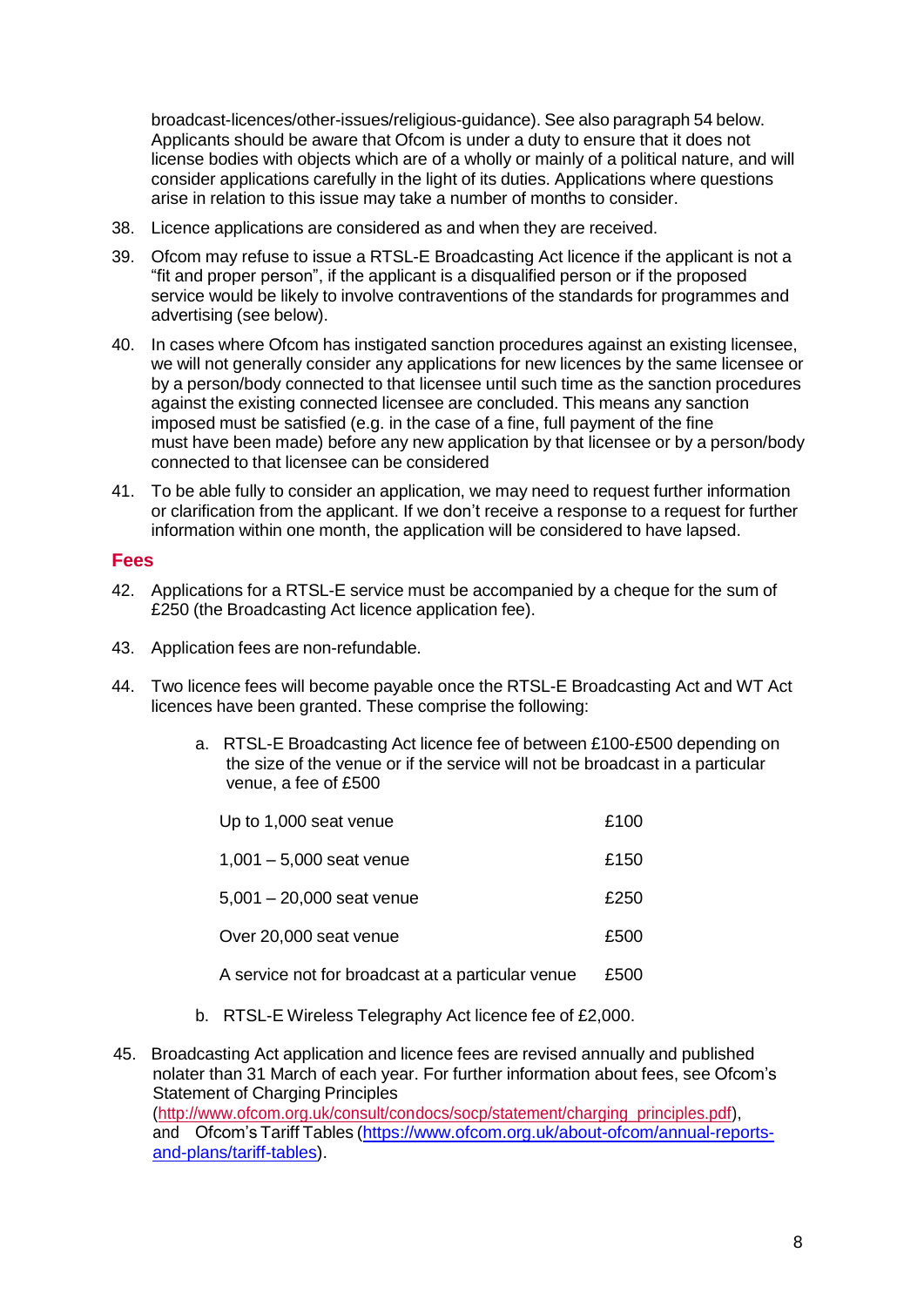broadcast-licences/other-issues/religious-guidance). See also paragraph 54 below. Applicants should be aware that Ofcom is under a duty to ensure that it does not license bodies with objects which are of a wholly or mainly of a political nature, and will consider applications carefully in the light of its duties. Applications where questions arise in relation to this issue may take a number of months to consider.

38. Licence applications are considered as and when they are received.

39. Ofcom may refuse to issue a RTSL-E Broadcasting Act licence if the applicant is not a "fit and proper person", if the applicant is a disqualified person or if the proposed service would be likely to involve contraventions of the standards for programmes and advertising (see below).

40. In cases where Ofcom has instigated sanction procedures against an existing licensee, we will not generally consider any applications for new licences by the same licensee or by a person/body connected to that licensee until such time as the sanction procedures against the existing connected licensee are concluded. This means any sanction imposed must be satisfied (e.g. in the case of a fine, full payment of the fine must have been made) before any new application by that licensee or by a person/body connected to that licensee can be considered

41. To be able fully to consider an application, we may need to request further information or clarification from the applicant. If we don't receive a response to a request for further information within one month, the application will be considered to have lapsed.

## Fees

42. Applications for a RTSL-E service must be accompanied by a cheque for the sum of £250 (the Broadcasting Act licence application fee).

43. Application fees are non-refundable.

44. Two licence fees will become payable once the RTSL-E Broadcasting Act and WT Act licences have been granted. These comprise the following:

    a. RTSL-E Broadcasting Act licence fee of between £100-£500 depending on the size of the venue or if the service will not be broadcast in a particular venue, a fee of £500

    | | |
    |---|---|
    | Up to 1,000 seat venue | £100 |
    | 1,001 – 5,000 seat venue | £150 |
    | 5,001 – 20,000 seat venue | £250 |
    | Over 20,000 seat venue | £500 |
    | A service not for broadcast at a particular venue | £500 |

    b. RTSL-E Wireless Telegraphy Act licence fee of £2,000.

45. Broadcasting Act application and licence fees are revised annually and published nolater than 31 March of each year. For further information about fees, see Ofcom's Statement of Charging Principles (http://www.ofcom.org.uk/consult/condocs/socp/statement/charging_principles.pdf), and Ofcom's Tariff Tables (https://www.ofcom.org.uk/about-ofcom/annual-reports-and-plans/tariff-tables).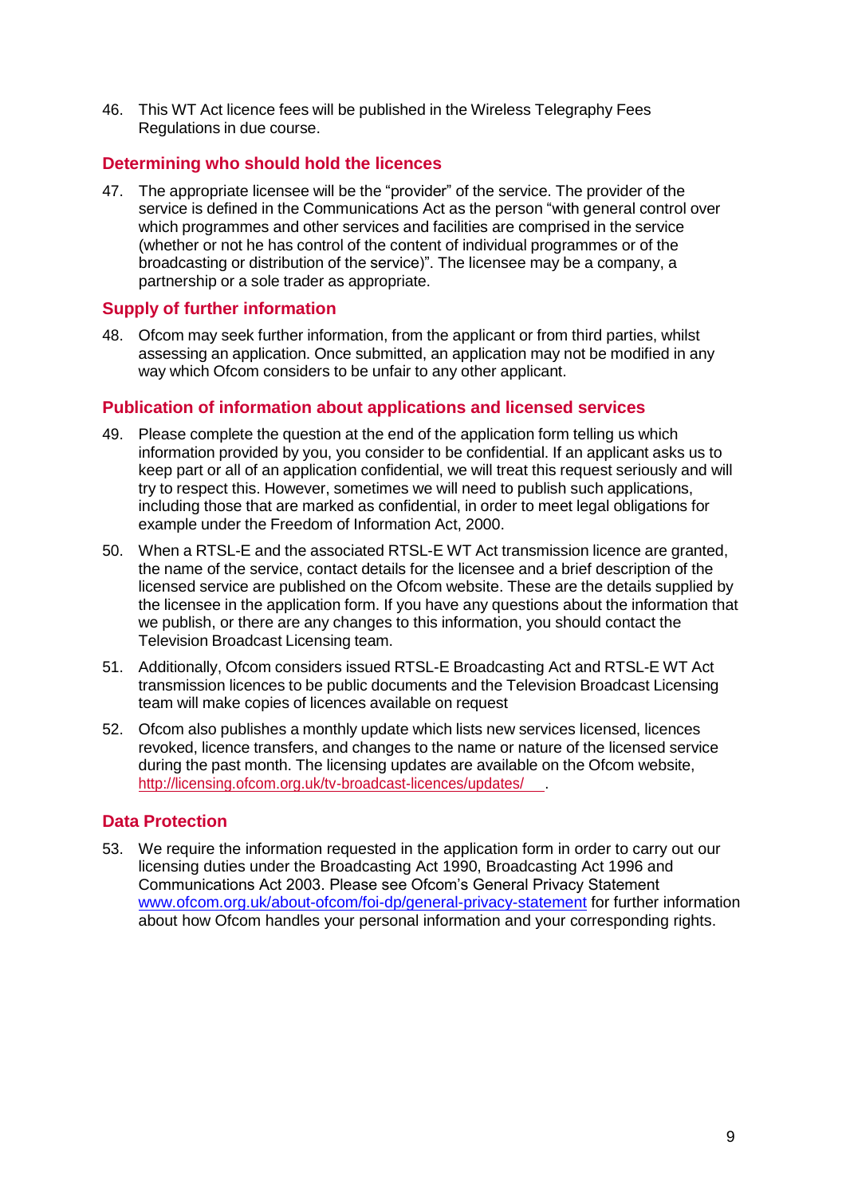46. This WT Act licence fees will be published in the Wireless Telegraphy Fees Regulations in due course.

## Determining who should hold the licences

47. The appropriate licensee will be the "provider" of the service. The provider of the service is defined in the Communications Act as the person "with general control over which programmes and other services and facilities are comprised in the service (whether or not he has control of the content of individual programmes or of the broadcasting or distribution of the service)". The licensee may be a company, a partnership or a sole trader as appropriate.

## Supply of further information

48. Ofcom may seek further information, from the applicant or from third parties, whilst assessing an application. Once submitted, an application may not be modified in any way which Ofcom considers to be unfair to any other applicant.

## Publication of information about applications and licensed services

49. Please complete the question at the end of the application form telling us which information provided by you, you consider to be confidential. If an applicant asks us to keep part or all of an application confidential, we will treat this request seriously and will try to respect this. However, sometimes we will need to publish such applications, including those that are marked as confidential, in order to meet legal obligations for example under the Freedom of Information Act, 2000.

50. When a RTSL-E and the associated RTSL-E WT Act transmission licence are granted, the name of the service, contact details for the licensee and a brief description of the licensed service are published on the Ofcom website. These are the details supplied by the licensee in the application form. If you have any questions about the information that we publish, or there are any changes to this information, you should contact the Television Broadcast Licensing team.

51. Additionally, Ofcom considers issued RTSL-E Broadcasting Act and RTSL-E WT Act transmission licences to be public documents and the Television Broadcast Licensing team will make copies of licences available on request

52. Ofcom also publishes a monthly update which lists new services licensed, licences revoked, licence transfers, and changes to the name or nature of the licensed service during the past month. The licensing updates are available on the Ofcom website, http://licensing.ofcom.org.uk/tv-broadcast-licences/updates/ .

## Data Protection

53. We require the information requested in the application form in order to carry out our licensing duties under the Broadcasting Act 1990, Broadcasting Act 1996 and Communications Act 2003. Please see Ofcom's General Privacy Statement www.ofcom.org.uk/about-ofcom/foi-dp/general-privacy-statement for further information about how Ofcom handles your personal information and your corresponding rights.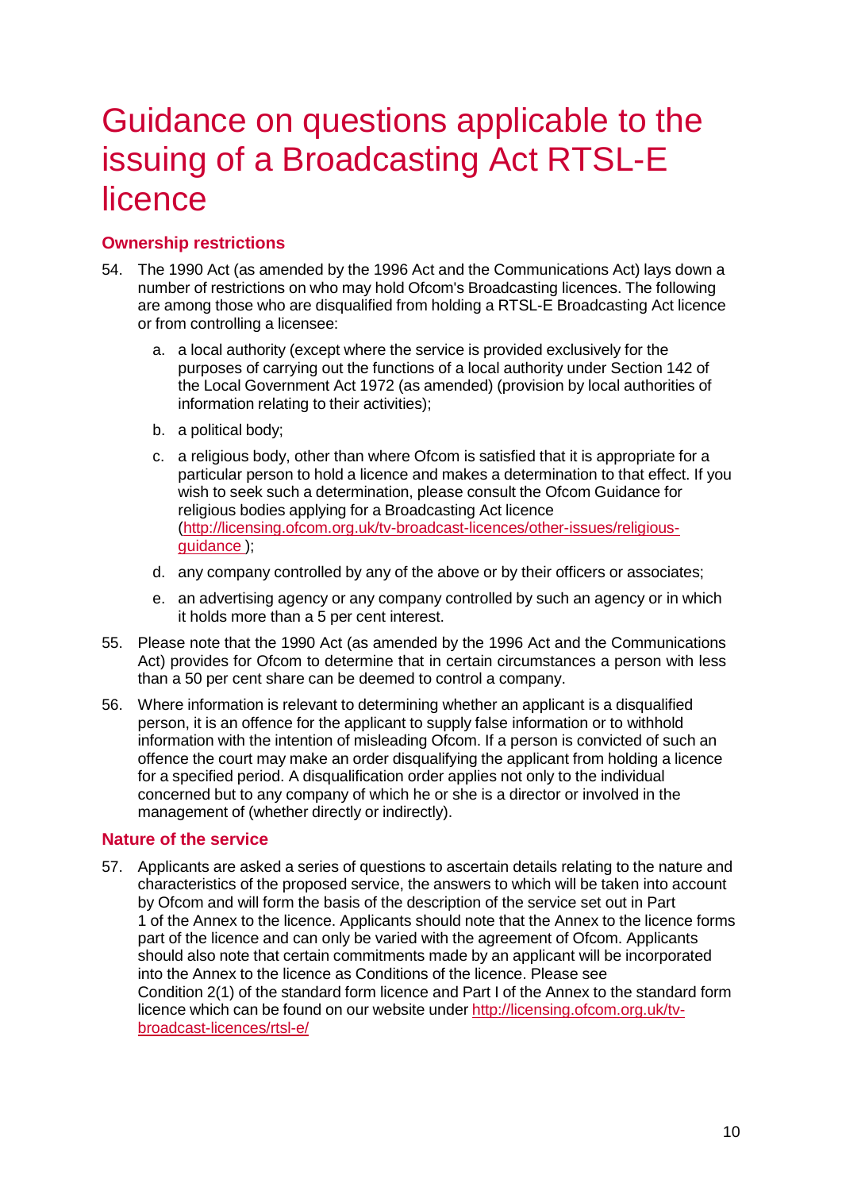# Guidance on questions applicable to the issuing of a Broadcasting Act RTSL-E licence

## Ownership restrictions

54. The 1990 Act (as amended by the 1996 Act and the Communications Act) lays down a number of restrictions on who may hold Ofcom's Broadcasting licences. The following are among those who are disqualified from holding a RTSL-E Broadcasting Act licence or from controlling a licensee:

    a. a local authority (except where the service is provided exclusively for the purposes of carrying out the functions of a local authority under Section 142 of the Local Government Act 1972 (as amended) (provision by local authorities of information relating to their activities);

    b. a political body;

    c. a religious body, other than where Ofcom is satisfied that it is appropriate for a particular person to hold a licence and makes a determination to that effect. If you wish to seek such a determination, please consult the Ofcom Guidance for religious bodies applying for a Broadcasting Act licence (http://licensing.ofcom.org.uk/tv-broadcast-licences/other-issues/religious-guidance );

    d. any company controlled by any of the above or by their officers or associates;

    e. an advertising agency or any company controlled by such an agency or in which it holds more than a 5 per cent interest.

55. Please note that the 1990 Act (as amended by the 1996 Act and the Communications Act) provides for Ofcom to determine that in certain circumstances a person with less than a 50 per cent share can be deemed to control a company.

56. Where information is relevant to determining whether an applicant is a disqualified person, it is an offence for the applicant to supply false information or to withhold information with the intention of misleading Ofcom. If a person is convicted of such an offence the court may make an order disqualifying the applicant from holding a licence for a specified period. A disqualification order applies not only to the individual concerned but to any company of which he or she is a director or involved in the management of (whether directly or indirectly).

## Nature of the service

57. Applicants are asked a series of questions to ascertain details relating to the nature and characteristics of the proposed service, the answers to which will be taken into account by Ofcom and will form the basis of the description of the service set out in Part 1 of the Annex to the licence. Applicants should note that the Annex to the licence forms part of the licence and can only be varied with the agreement of Ofcom. Applicants should also note that certain commitments made by an applicant will be incorporated into the Annex to the licence as Conditions of the licence. Please see Condition 2(1) of the standard form licence and Part I of the Annex to the standard form licence which can be found on our website under http://licensing.ofcom.org.uk/tv-broadcast-licences/rtsl-e/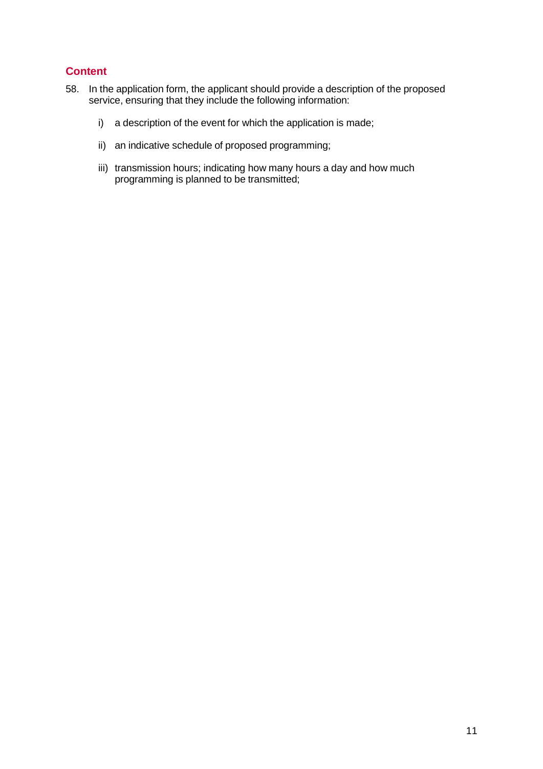## Content

58. In the application form, the applicant should provide a description of the proposed service, ensuring that they include the following information:

    i) a description of the event for which the application is made;

    ii) an indicative schedule of proposed programming;

    iii) transmission hours; indicating how many hours a day and how much programming is planned to be transmitted;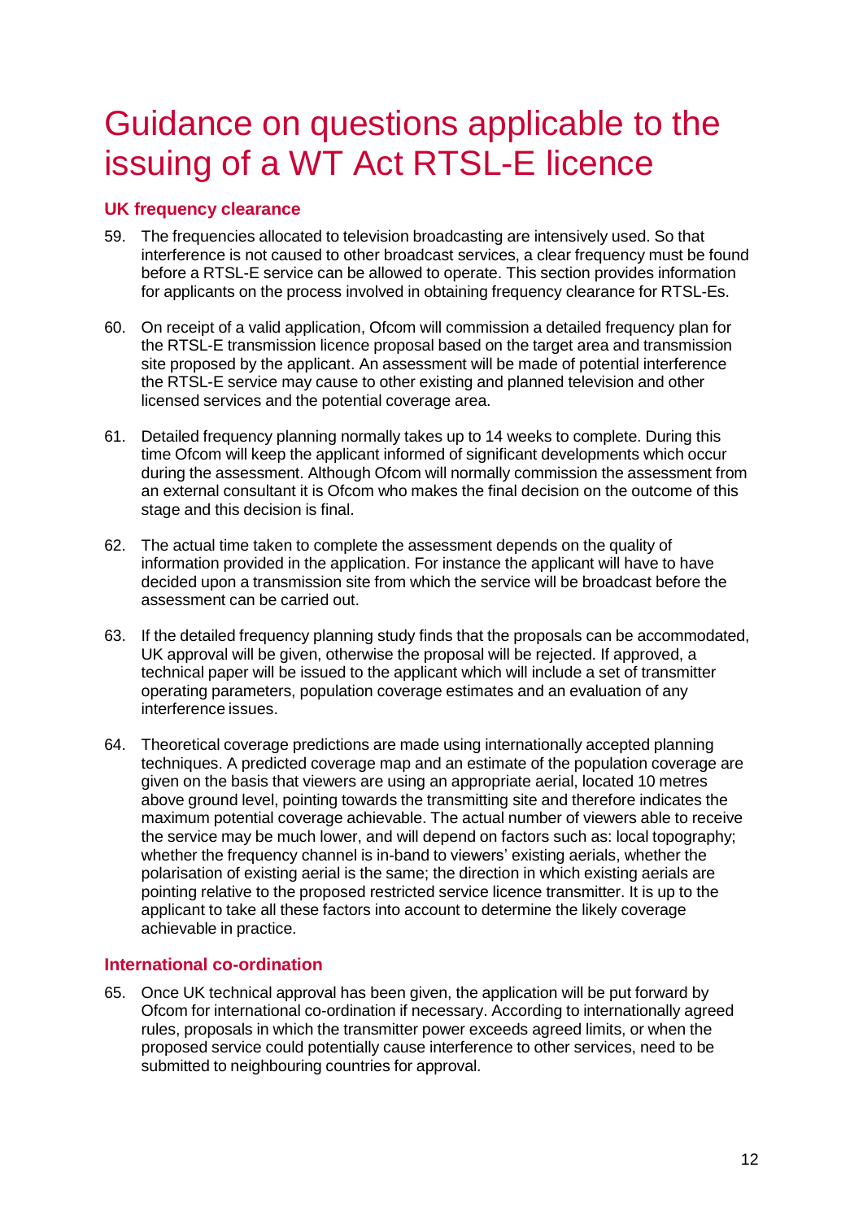# Guidance on questions applicable to the issuing of a WT Act RTSL-E licence

### UK frequency clearance

59. The frequencies allocated to television broadcasting are intensively used. So that interference is not caused to other broadcast services, a clear frequency must be found before a RTSL-E service can be allowed to operate. This section provides information for applicants on the process involved in obtaining frequency clearance for RTSL-Es.

60. On receipt of a valid application, Ofcom will commission a detailed frequency plan for the RTSL-E transmission licence proposal based on the target area and transmission site proposed by the applicant. An assessment will be made of potential interference the RTSL-E service may cause to other existing and planned television and other licensed services and the potential coverage area.

61. Detailed frequency planning normally takes up to 14 weeks to complete. During this time Ofcom will keep the applicant informed of significant developments which occur during the assessment. Although Ofcom will normally commission the assessment from an external consultant it is Ofcom who makes the final decision on the outcome of this stage and this decision is final.

62. The actual time taken to complete the assessment depends on the quality of information provided in the application. For instance the applicant will have to have decided upon a transmission site from which the service will be broadcast before the assessment can be carried out.

63. If the detailed frequency planning study finds that the proposals can be accommodated, UK approval will be given, otherwise the proposal will be rejected. If approved, a technical paper will be issued to the applicant which will include a set of transmitter operating parameters, population coverage estimates and an evaluation of any interference issues.

64. Theoretical coverage predictions are made using internationally accepted planning techniques. A predicted coverage map and an estimate of the population coverage are given on the basis that viewers are using an appropriate aerial, located 10 metres above ground level, pointing towards the transmitting site and therefore indicates the maximum potential coverage achievable. The actual number of viewers able to receive the service may be much lower, and will depend on factors such as: local topography; whether the frequency channel is in-band to viewers' existing aerials, whether the polarisation of existing aerial is the same; the direction in which existing aerials are pointing relative to the proposed restricted service licence transmitter. It is up to the applicant to take all these factors into account to determine the likely coverage achievable in practice.

### International co-ordination

65. Once UK technical approval has been given, the application will be put forward by Ofcom for international co-ordination if necessary. According to internationally agreed rules, proposals in which the transmitter power exceeds agreed limits, or when the proposed service could potentially cause interference to other services, need to be submitted to neighbouring countries for approval.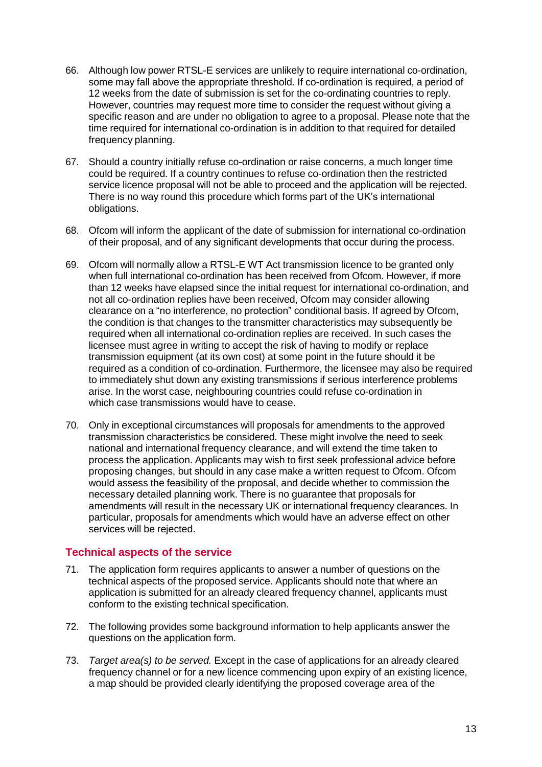66. Although low power RTSL-E services are unlikely to require international co-ordination, some may fall above the appropriate threshold. If co-ordination is required, a period of 12 weeks from the date of submission is set for the co-ordinating countries to reply. However, countries may request more time to consider the request without giving a specific reason and are under no obligation to agree to a proposal. Please note that the time required for international co-ordination is in addition to that required for detailed frequency planning.

67. Should a country initially refuse co-ordination or raise concerns, a much longer time could be required. If a country continues to refuse co-ordination then the restricted service licence proposal will not be able to proceed and the application will be rejected. There is no way round this procedure which forms part of the UK's international obligations.

68. Ofcom will inform the applicant of the date of submission for international co-ordination of their proposal, and of any significant developments that occur during the process.

69. Ofcom will normally allow a RTSL-E WT Act transmission licence to be granted only when full international co-ordination has been received from Ofcom. However, if more than 12 weeks have elapsed since the initial request for international co-ordination, and not all co-ordination replies have been received, Ofcom may consider allowing clearance on a "no interference, no protection" conditional basis. If agreed by Ofcom, the condition is that changes to the transmitter characteristics may subsequently be required when all international co-ordination replies are received. In such cases the licensee must agree in writing to accept the risk of having to modify or replace transmission equipment (at its own cost) at some point in the future should it be required as a condition of co-ordination. Furthermore, the licensee may also be required to immediately shut down any existing transmissions if serious interference problems arise. In the worst case, neighbouring countries could refuse co-ordination in which case transmissions would have to cease.

70. Only in exceptional circumstances will proposals for amendments to the approved transmission characteristics be considered. These might involve the need to seek national and international frequency clearance, and will extend the time taken to process the application. Applicants may wish to first seek professional advice before proposing changes, but should in any case make a written request to Ofcom. Ofcom would assess the feasibility of the proposal, and decide whether to commission the necessary detailed planning work. There is no guarantee that proposals for amendments will result in the necessary UK or international frequency clearances. In particular, proposals for amendments which would have an adverse effect on other services will be rejected.

## Technical aspects of the service

71. The application form requires applicants to answer a number of questions on the technical aspects of the proposed service. Applicants should note that where an application is submitted for an already cleared frequency channel, applicants must conform to the existing technical specification.

72. The following provides some background information to help applicants answer the questions on the application form.

73. *Target area(s) to be served.* Except in the case of applications for an already cleared frequency channel or for a new licence commencing upon expiry of an existing licence, a map should be provided clearly identifying the proposed coverage area of the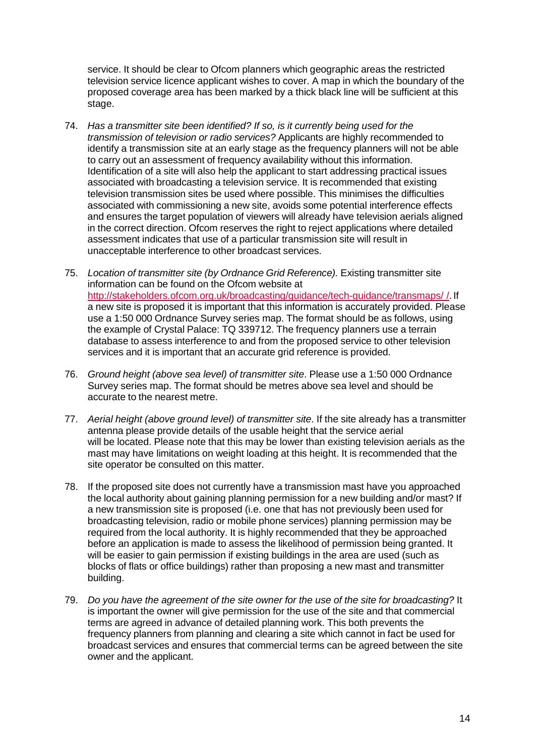service. It should be clear to Ofcom planners which geographic areas the restricted television service licence applicant wishes to cover. A map in which the boundary of the proposed coverage area has been marked by a thick black line will be sufficient at this stage.

74. *Has a transmitter site been identified? If so, is it currently being used for the transmission of television or radio services?* Applicants are highly recommended to identify a transmission site at an early stage as the frequency planners will not be able to carry out an assessment of frequency availability without this information. Identification of a site will also help the applicant to start addressing practical issues associated with broadcasting a television service. It is recommended that existing television transmission sites be used where possible. This minimises the difficulties associated with commissioning a new site, avoids some potential interference effects and ensures the target population of viewers will already have television aerials aligned in the correct direction. Ofcom reserves the right to reject applications where detailed assessment indicates that use of a particular transmission site will result in unacceptable interference to other broadcast services.

75. *Location of transmitter site (by Ordnance Grid Reference).* Existing transmitter site information can be found on the Ofcom website at [http://stakeholders.ofcom.org.uk/broadcasting/guidance/tech-guidance/transmaps/ /](http://stakeholders.ofcom.org.uk/broadcasting/guidance/tech-guidance/transmaps/). If a new site is proposed it is important that this information is accurately provided. Please use a 1:50 000 Ordnance Survey series map. The format should be as follows, using the example of Crystal Palace: TQ 339712. The frequency planners use a terrain database to assess interference to and from the proposed service to other television services and it is important that an accurate grid reference is provided.

76. *Ground height (above sea level) of transmitter site*. Please use a 1:50 000 Ordnance Survey series map. The format should be metres above sea level and should be accurate to the nearest metre.

77. *Aerial height (above ground level) of transmitter site*. If the site already has a transmitter antenna please provide details of the usable height that the service aerial will be located. Please note that this may be lower than existing television aerials as the mast may have limitations on weight loading at this height. It is recommended that the site operator be consulted on this matter.

78. If the proposed site does not currently have a transmission mast have you approached the local authority about gaining planning permission for a new building and/or mast? If a new transmission site is proposed (i.e. one that has not previously been used for broadcasting television, radio or mobile phone services) planning permission may be required from the local authority. It is highly recommended that they be approached before an application is made to assess the likelihood of permission being granted. It will be easier to gain permission if existing buildings in the area are used (such as blocks of flats or office buildings) rather than proposing a new mast and transmitter building.

79. *Do you have the agreement of the site owner for the use of the site for broadcasting?* It is important the owner will give permission for the use of the site and that commercial terms are agreed in advance of detailed planning work. This both prevents the frequency planners from planning and clearing a site which cannot in fact be used for broadcast services and ensures that commercial terms can be agreed between the site owner and the applicant.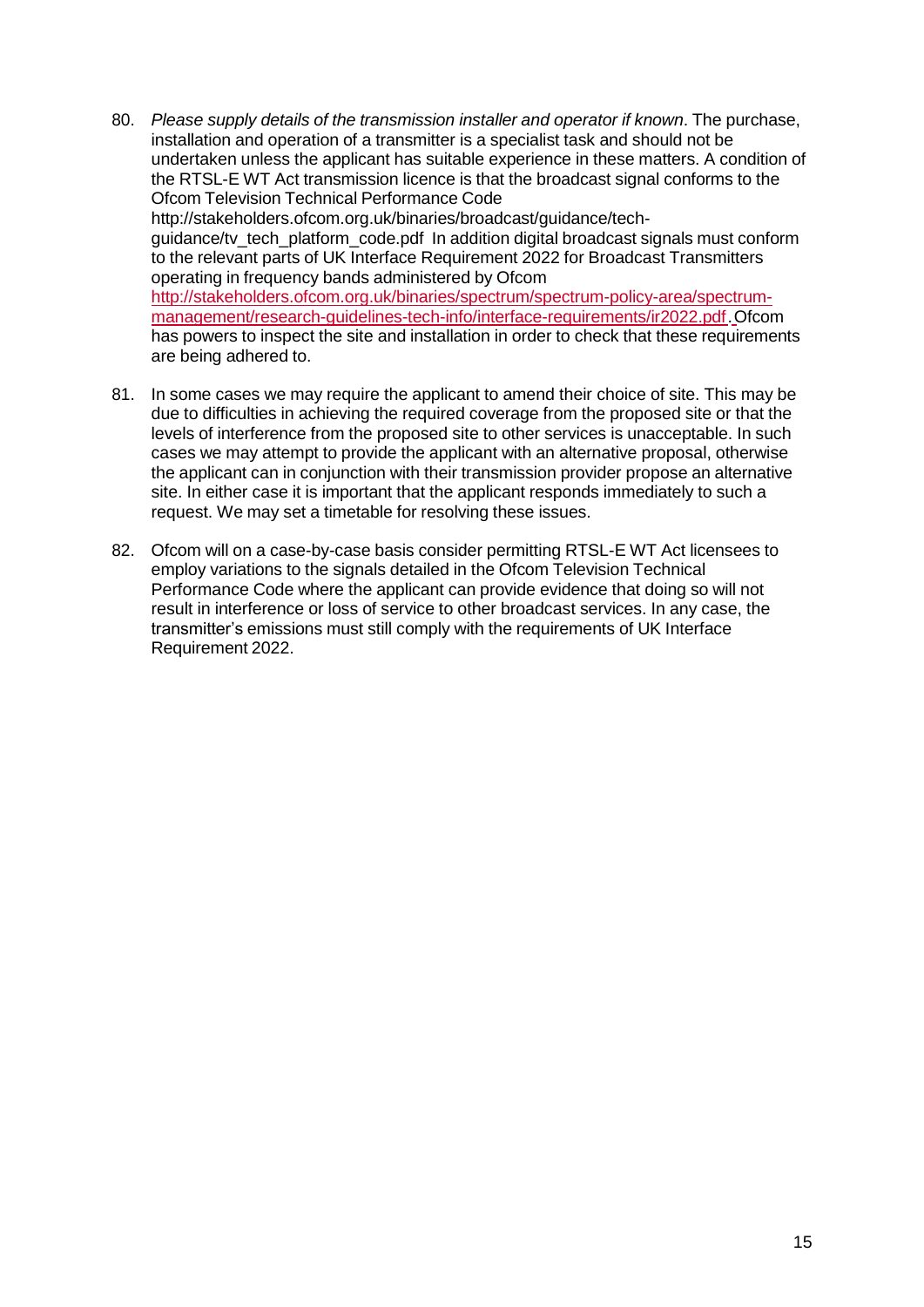80. *Please supply details of the transmission installer and operator if known*. The purchase, installation and operation of a transmitter is a specialist task and should not be undertaken unless the applicant has suitable experience in these matters. A condition of the RTSL-E WT Act transmission licence is that the broadcast signal conforms to the Ofcom Television Technical Performance Code http://stakeholders.ofcom.org.uk/binaries/broadcast/guidance/tech-guidance/tv_tech_platform_code.pdf In addition digital broadcast signals must conform to the relevant parts of UK Interface Requirement 2022 for Broadcast Transmitters operating in frequency bands administered by Ofcom http://stakeholders.ofcom.org.uk/binaries/spectrum/spectrum-policy-area/spectrum-management/research-guidelines-tech-info/interface-requirements/ir2022.pdf. Ofcom has powers to inspect the site and installation in order to check that these requirements are being adhered to.

81. In some cases we may require the applicant to amend their choice of site. This may be due to difficulties in achieving the required coverage from the proposed site or that the levels of interference from the proposed site to other services is unacceptable. In such cases we may attempt to provide the applicant with an alternative proposal, otherwise the applicant can in conjunction with their transmission provider propose an alternative site. In either case it is important that the applicant responds immediately to such a request. We may set a timetable for resolving these issues.

82. Ofcom will on a case-by-case basis consider permitting RTSL-E WT Act licensees to employ variations to the signals detailed in the Ofcom Television Technical Performance Code where the applicant can provide evidence that doing so will not result in interference or loss of service to other broadcast services. In any case, the transmitter's emissions must still comply with the requirements of UK Interface Requirement 2022.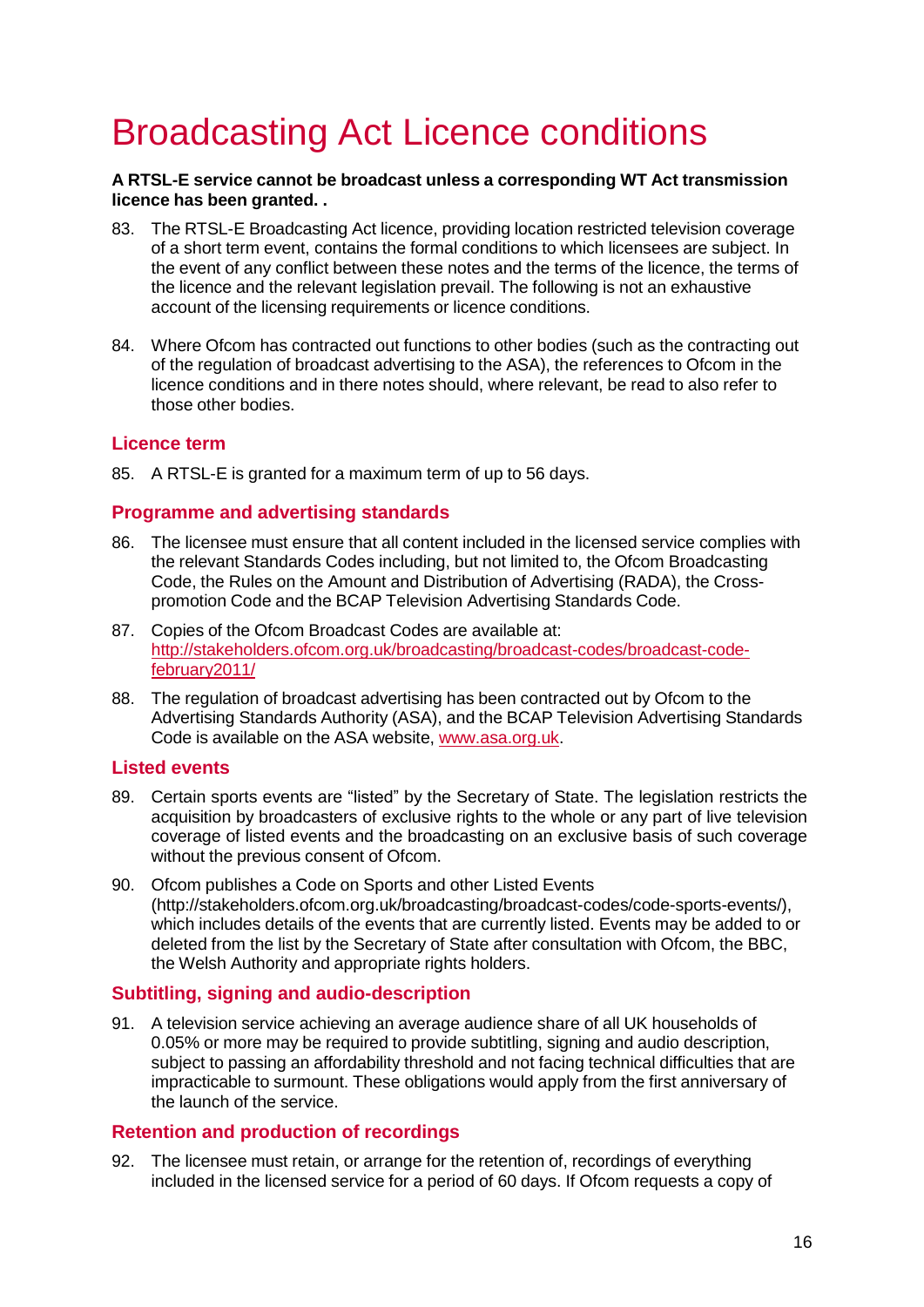# Broadcasting Act Licence conditions

**A RTSL-E service cannot be broadcast unless a corresponding WT Act transmission licence has been granted. .**

83. The RTSL-E Broadcasting Act licence, providing location restricted television coverage of a short term event, contains the formal conditions to which licensees are subject. In the event of any conflict between these notes and the terms of the licence, the terms of the licence and the relevant legislation prevail. The following is not an exhaustive account of the licensing requirements or licence conditions.

84. Where Ofcom has contracted out functions to other bodies (such as the contracting out of the regulation of broadcast advertising to the ASA), the references to Ofcom in the licence conditions and in there notes should, where relevant, be read to also refer to those other bodies.

## Licence term

85. A RTSL-E is granted for a maximum term of up to 56 days.

## Programme and advertising standards

86. The licensee must ensure that all content included in the licensed service complies with the relevant Standards Codes including, but not limited to, the Ofcom Broadcasting Code, the Rules on the Amount and Distribution of Advertising (RADA), the Cross-promotion Code and the BCAP Television Advertising Standards Code.

87. Copies of the Ofcom Broadcast Codes are available at: http://stakeholders.ofcom.org.uk/broadcasting/broadcast-codes/broadcast-code-february2011/

88. The regulation of broadcast advertising has been contracted out by Ofcom to the Advertising Standards Authority (ASA), and the BCAP Television Advertising Standards Code is available on the ASA website, www.asa.org.uk.

## Listed events

89. Certain sports events are "listed" by the Secretary of State. The legislation restricts the acquisition by broadcasters of exclusive rights to the whole or any part of live television coverage of listed events and the broadcasting on an exclusive basis of such coverage without the previous consent of Ofcom.

90. Ofcom publishes a Code on Sports and other Listed Events (http://stakeholders.ofcom.org.uk/broadcasting/broadcast-codes/code-sports-events/), which includes details of the events that are currently listed. Events may be added to or deleted from the list by the Secretary of State after consultation with Ofcom, the BBC, the Welsh Authority and appropriate rights holders.

## Subtitling, signing and audio-description

91. A television service achieving an average audience share of all UK households of 0.05% or more may be required to provide subtitling, signing and audio description, subject to passing an affordability threshold and not facing technical difficulties that are impracticable to surmount. These obligations would apply from the first anniversary of the launch of the service.

## Retention and production of recordings

92. The licensee must retain, or arrange for the retention of, recordings of everything included in the licensed service for a period of 60 days. If Ofcom requests a copy of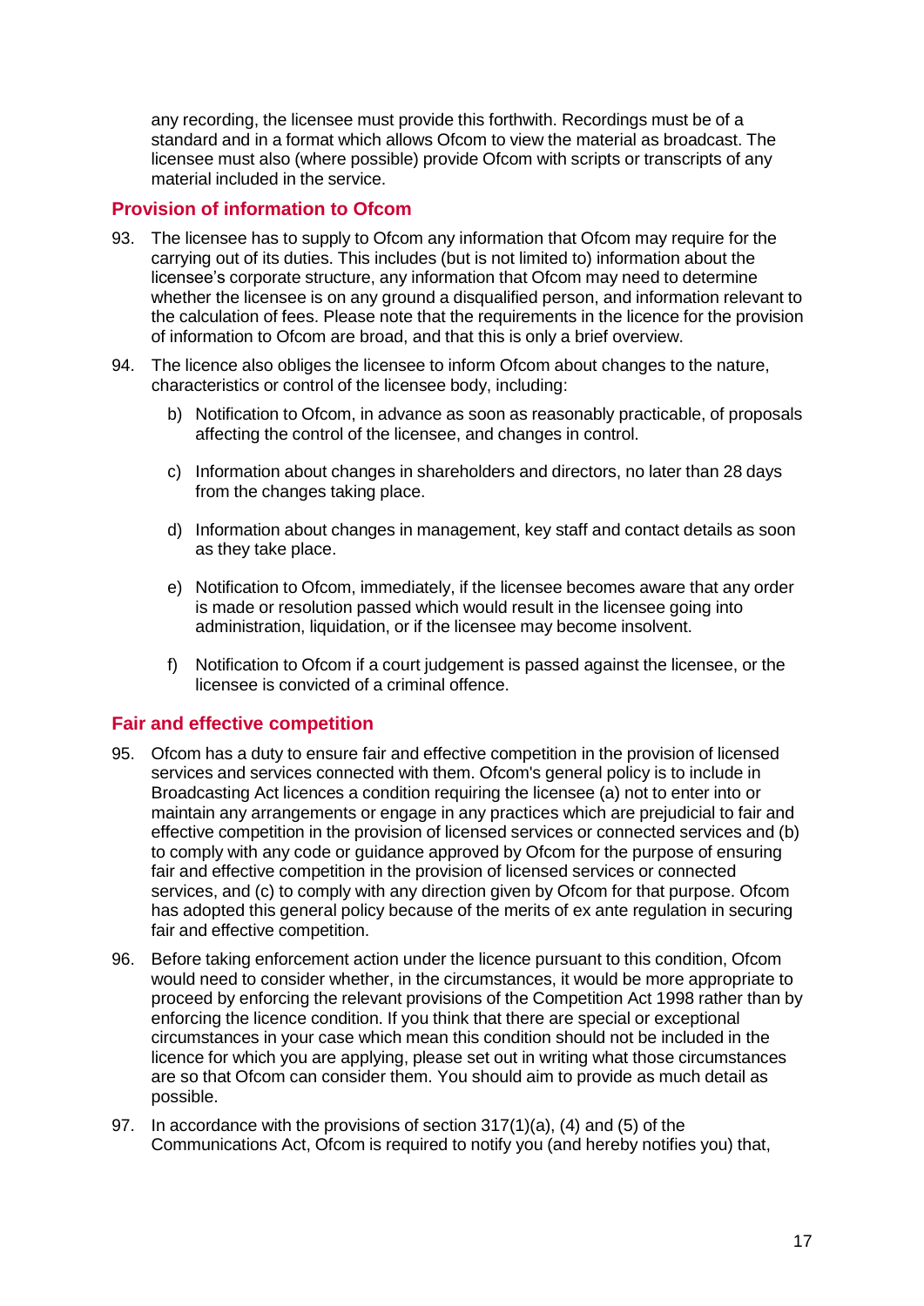any recording, the licensee must provide this forthwith. Recordings must be of a standard and in a format which allows Ofcom to view the material as broadcast. The licensee must also (where possible) provide Ofcom with scripts or transcripts of any material included in the service.

## Provision of information to Ofcom

93. The licensee has to supply to Ofcom any information that Ofcom may require for the carrying out of its duties. This includes (but is not limited to) information about the licensee's corporate structure, any information that Ofcom may need to determine whether the licensee is on any ground a disqualified person, and information relevant to the calculation of fees. Please note that the requirements in the licence for the provision of information to Ofcom are broad, and that this is only a brief overview.

94. The licence also obliges the licensee to inform Ofcom about changes to the nature, characteristics or control of the licensee body, including:

    b) Notification to Ofcom, in advance as soon as reasonably practicable, of proposals affecting the control of the licensee, and changes in control.

    c) Information about changes in shareholders and directors, no later than 28 days from the changes taking place.

    d) Information about changes in management, key staff and contact details as soon as they take place.

    e) Notification to Ofcom, immediately, if the licensee becomes aware that any order is made or resolution passed which would result in the licensee going into administration, liquidation, or if the licensee may become insolvent.

    f) Notification to Ofcom if a court judgement is passed against the licensee, or the licensee is convicted of a criminal offence.

## Fair and effective competition

95. Ofcom has a duty to ensure fair and effective competition in the provision of licensed services and services connected with them. Ofcom's general policy is to include in Broadcasting Act licences a condition requiring the licensee (a) not to enter into or maintain any arrangements or engage in any practices which are prejudicial to fair and effective competition in the provision of licensed services or connected services and (b) to comply with any code or guidance approved by Ofcom for the purpose of ensuring fair and effective competition in the provision of licensed services or connected services, and (c) to comply with any direction given by Ofcom for that purpose. Ofcom has adopted this general policy because of the merits of ex ante regulation in securing fair and effective competition.

96. Before taking enforcement action under the licence pursuant to this condition, Ofcom would need to consider whether, in the circumstances, it would be more appropriate to proceed by enforcing the relevant provisions of the Competition Act 1998 rather than by enforcing the licence condition. If you think that there are special or exceptional circumstances in your case which mean this condition should not be included in the licence for which you are applying, please set out in writing what those circumstances are so that Ofcom can consider them. You should aim to provide as much detail as possible.

97. In accordance with the provisions of section 317(1)(a), (4) and (5) of the Communications Act, Ofcom is required to notify you (and hereby notifies you) that,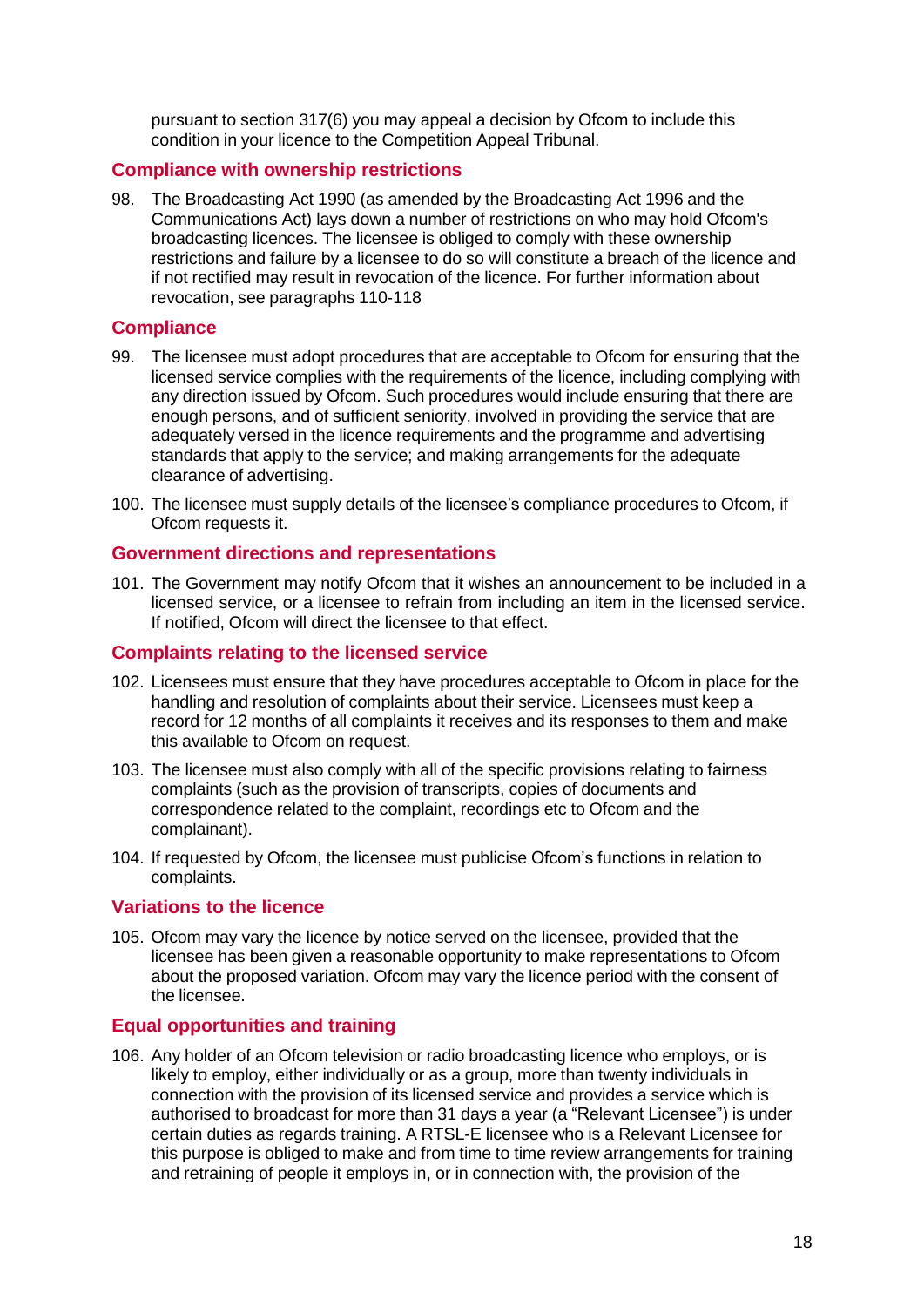pursuant to section 317(6) you may appeal a decision by Ofcom to include this condition in your licence to the Competition Appeal Tribunal.

## Compliance with ownership restrictions

98. The Broadcasting Act 1990 (as amended by the Broadcasting Act 1996 and the Communications Act) lays down a number of restrictions on who may hold Ofcom's broadcasting licences. The licensee is obliged to comply with these ownership restrictions and failure by a licensee to do so will constitute a breach of the licence and if not rectified may result in revocation of the licence. For further information about revocation, see paragraphs 110-118

## Compliance

99. The licensee must adopt procedures that are acceptable to Ofcom for ensuring that the licensed service complies with the requirements of the licence, including complying with any direction issued by Ofcom. Such procedures would include ensuring that there are enough persons, and of sufficient seniority, involved in providing the service that are adequately versed in the licence requirements and the programme and advertising standards that apply to the service; and making arrangements for the adequate clearance of advertising.

100. The licensee must supply details of the licensee's compliance procedures to Ofcom, if Ofcom requests it.

## Government directions and representations

101. The Government may notify Ofcom that it wishes an announcement to be included in a licensed service, or a licensee to refrain from including an item in the licensed service. If notified, Ofcom will direct the licensee to that effect.

## Complaints relating to the licensed service

102. Licensees must ensure that they have procedures acceptable to Ofcom in place for the handling and resolution of complaints about their service. Licensees must keep a record for 12 months of all complaints it receives and its responses to them and make this available to Ofcom on request.

103. The licensee must also comply with all of the specific provisions relating to fairness complaints (such as the provision of transcripts, copies of documents and correspondence related to the complaint, recordings etc to Ofcom and the complainant).

104. If requested by Ofcom, the licensee must publicise Ofcom's functions in relation to complaints.

## Variations to the licence

105. Ofcom may vary the licence by notice served on the licensee, provided that the licensee has been given a reasonable opportunity to make representations to Ofcom about the proposed variation. Ofcom may vary the licence period with the consent of the licensee.

## Equal opportunities and training

106. Any holder of an Ofcom television or radio broadcasting licence who employs, or is likely to employ, either individually or as a group, more than twenty individuals in connection with the provision of its licensed service and provides a service which is authorised to broadcast for more than 31 days a year (a "Relevant Licensee") is under certain duties as regards training. A RTSL-E licensee who is a Relevant Licensee for this purpose is obliged to make and from time to time review arrangements for training and retraining of people it employs in, or in connection with, the provision of the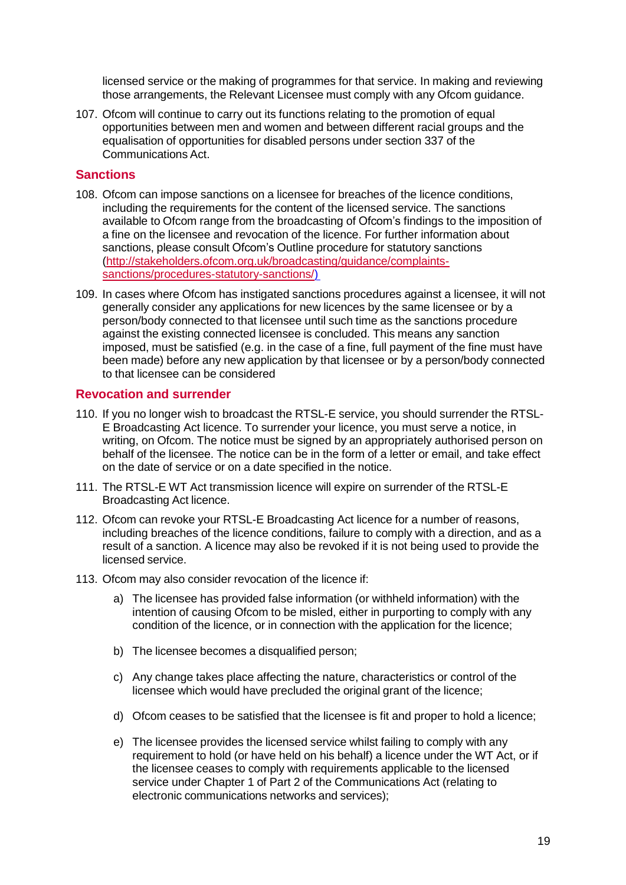licensed service or the making of programmes for that service. In making and reviewing those arrangements, the Relevant Licensee must comply with any Ofcom guidance.

107. Ofcom will continue to carry out its functions relating to the promotion of equal opportunities between men and women and between different racial groups and the equalisation of opportunities for disabled persons under section 337 of the Communications Act.

## Sanctions

108. Ofcom can impose sanctions on a licensee for breaches of the licence conditions, including the requirements for the content of the licensed service. The sanctions available to Ofcom range from the broadcasting of Ofcom's findings to the imposition of a fine on the licence and revocation of the licence. For further information about sanctions, please consult Ofcom's Outline procedure for statutory sanctions (http://stakeholders.ofcom.org.uk/broadcasting/guidance/complaints-sanctions/procedures-statutory-sanctions/)

109. In cases where Ofcom has instigated sanctions procedures against a licensee, it will not generally consider any applications for new licences by the same licensee or by a person/body connected to that licensee until such time as the sanctions procedure against the existing connected licensee is concluded. This means any sanction imposed, must be satisfied (e.g. in the case of a fine, full payment of the fine must have been made) before any new application by that licensee or by a person/body connected to that licensee can be considered

## Revocation and surrender

110. If you no longer wish to broadcast the RTSL-E service, you should surrender the RTSL-E Broadcasting Act licence. To surrender your licence, you must serve a notice, in writing, on Ofcom. The notice must be signed by an appropriately authorised person on behalf of the licensee. The notice can be in the form of a letter or email, and take effect on the date of service or on a date specified in the notice.

111. The RTSL-E WT Act transmission licence will expire on surrender of the RTSL-E Broadcasting Act licence.

112. Ofcom can revoke your RTSL-E Broadcasting Act licence for a number of reasons, including breaches of the licence conditions, failure to comply with a direction, and as a result of a sanction. A licence may also be revoked if it is not being used to provide the licensed service.

113. Ofcom may also consider revocation of the licence if:

    a) The licensee has provided false information (or withheld information) with the intention of causing Ofcom to be misled, either in purporting to comply with any condition of the licence, or in connection with the application for the licence;

    b) The licensee becomes a disqualified person;

    c) Any change takes place affecting the nature, characteristics or control of the licensee which would have precluded the original grant of the licence;

    d) Ofcom ceases to be satisfied that the licensee is fit and proper to hold a licence;

    e) The licensee provides the licensed service whilst failing to comply with any requirement to hold (or have held on his behalf) a licence under the WT Act, or if the licensee ceases to comply with requirements applicable to the licensed service under Chapter 1 of Part 2 of the Communications Act (relating to electronic communications networks and services);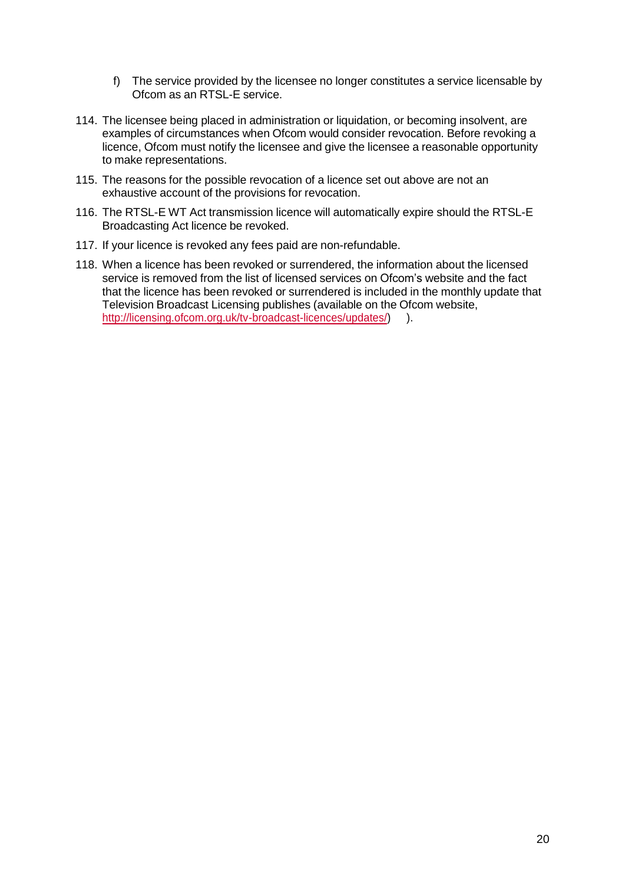f) The service provided by the licensee no longer constitutes a service licensable by Ofcom as an RTSL-E service.

114. The licensee being placed in administration or liquidation, or becoming insolvent, are examples of circumstances when Ofcom would consider revocation. Before revoking a licence, Ofcom must notify the licensee and give the licensee a reasonable opportunity to make representations.

115. The reasons for the possible revocation of a licence set out above are not an exhaustive account of the provisions for revocation.

116. The RTSL-E WT Act transmission licence will automatically expire should the RTSL-E Broadcasting Act licence be revoked.

117. If your licence is revoked any fees paid are non-refundable.

118. When a licence has been revoked or surrendered, the information about the licensed service is removed from the list of licensed services on Ofcom's website and the fact that the licence has been revoked or surrendered is included in the monthly update that Television Broadcast Licensing publishes (available on the Ofcom website, http://licensing.ofcom.org.uk/tv-broadcast-licences/updates/) ).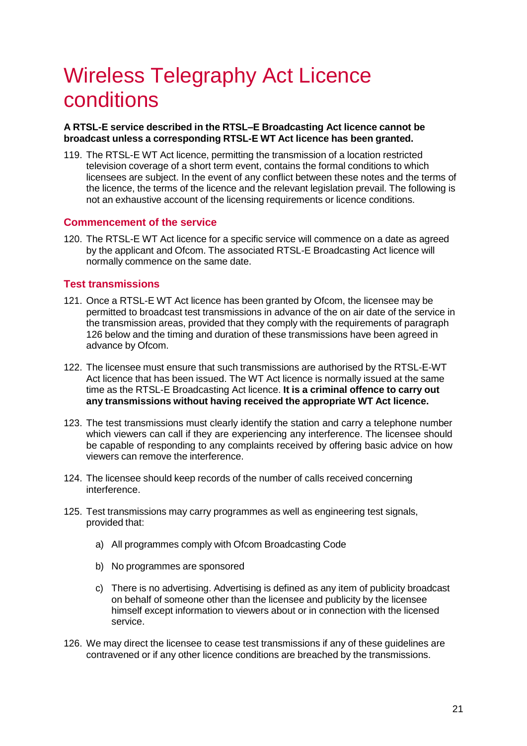# Wireless Telegraphy Act Licence conditions

**A RTSL-E service described in the RTSL–E Broadcasting Act licence cannot be broadcast unless a corresponding RTSL-E WT Act licence has been granted.**

119. The RTSL-E WT Act licence, permitting the transmission of a location restricted television coverage of a short term event, contains the formal conditions to which licensees are subject. In the event of any conflict between these notes and the terms of the licence, the terms of the licence and the relevant legislation prevail. The following is not an exhaustive account of the licensing requirements or licence conditions.

### Commencement of the service

120. The RTSL-E WT Act licence for a specific service will commence on a date as agreed by the applicant and Ofcom. The associated RTSL-E Broadcasting Act licence will normally commence on the same date.

### Test transmissions

121. Once a RTSL-E WT Act licence has been granted by Ofcom, the licensee may be permitted to broadcast test transmissions in advance of the on air date of the service in the transmission areas, provided that they comply with the requirements of paragraph 126 below and the timing and duration of these transmissions have been agreed in advance by Ofcom.

122. The licensee must ensure that such transmissions are authorised by the RTSL-E-WT Act licence that has been issued. The WT Act licence is normally issued at the same time as the RTSL-E Broadcasting Act licence. **It is a criminal offence to carry out any transmissions without having received the appropriate WT Act licence.**

123. The test transmissions must clearly identify the station and carry a telephone number which viewers can call if they are experiencing any interference. The licensee should be capable of responding to any complaints received by offering basic advice on how viewers can remove the interference.

124. The licensee should keep records of the number of calls received concerning interference.

125. Test transmissions may carry programmes as well as engineering test signals, provided that:

    a) All programmes comply with Ofcom Broadcasting Code

    b) No programmes are sponsored

    c) There is no advertising. Advertising is defined as any item of publicity broadcast on behalf of someone other than the licensee and publicity by the licensee himself except information to viewers about or in connection with the licensed service.

126. We may direct the licensee to cease test transmissions if any of these guidelines are contravened or if any other licence conditions are breached by the transmissions.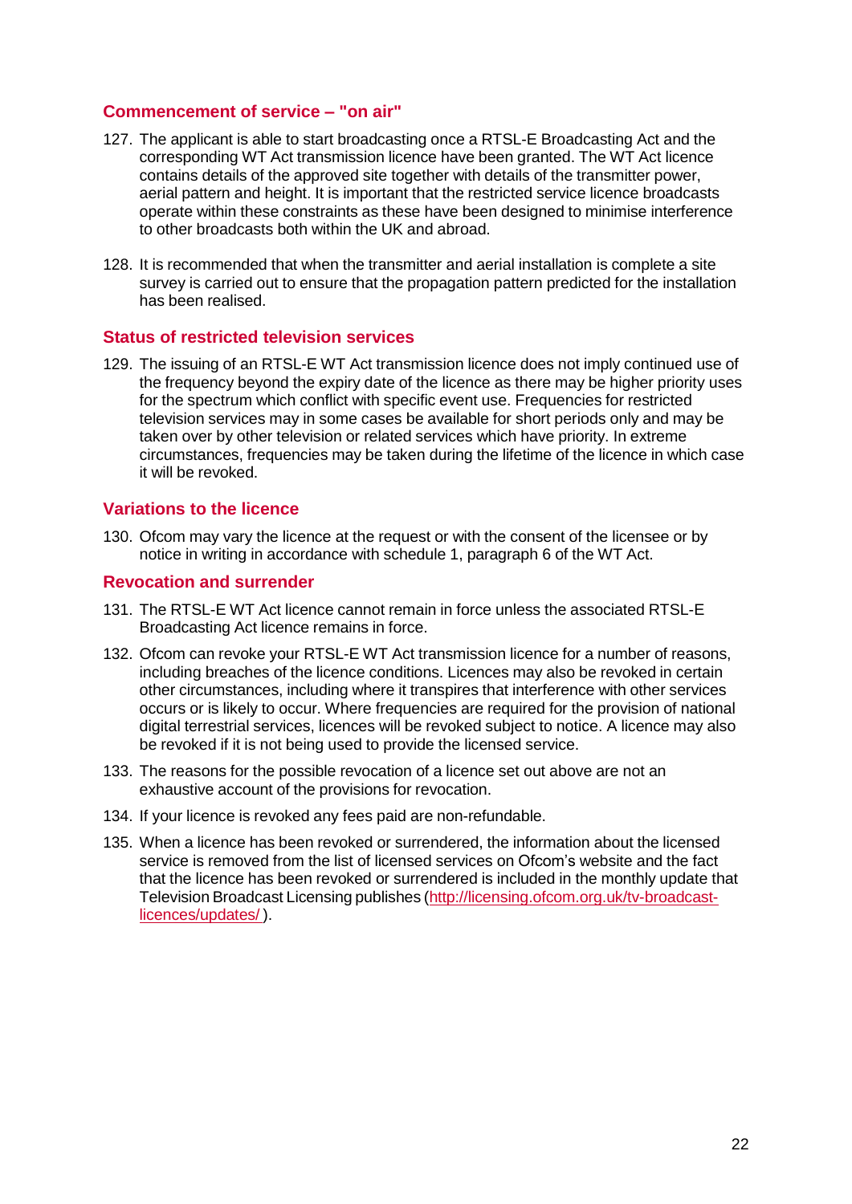## Commencement of service – "on air"

127. The applicant is able to start broadcasting once a RTSL-E Broadcasting Act and the corresponding WT Act transmission licence have been granted. The WT Act licence contains details of the approved site together with details of the transmitter power, aerial pattern and height. It is important that the restricted service licence broadcasts operate within these constraints as these have been designed to minimise interference to other broadcasts both within the UK and abroad.

128. It is recommended that when the transmitter and aerial installation is complete a site survey is carried out to ensure that the propagation pattern predicted for the installation has been realised.

## Status of restricted television services

129. The issuing of an RTSL-E WT Act transmission licence does not imply continued use of the frequency beyond the expiry date of the licence as there may be higher priority uses for the spectrum which conflict with specific event use. Frequencies for restricted television services may in some cases be available for short periods only and may be taken over by other television or related services which have priority. In extreme circumstances, frequencies may be taken during the lifetime of the licence in which case it will be revoked.

## Variations to the licence

130. Ofcom may vary the licence at the request or with the consent of the licensee or by notice in writing in accordance with schedule 1, paragraph 6 of the WT Act.

## Revocation and surrender

131. The RTSL-E WT Act licence cannot remain in force unless the associated RTSL-E Broadcasting Act licence remains in force.

132. Ofcom can revoke your RTSL-E WT Act transmission licence for a number of reasons, including breaches of the licence conditions. Licences may also be revoked in certain other circumstances, including where it transpires that interference with other services occurs or is likely to occur. Where frequencies are required for the provision of national digital terrestrial services, licences will be revoked subject to notice. A licence may also be revoked if it is not being used to provide the licensed service.

133. The reasons for the possible revocation of a licence set out above are not an exhaustive account of the provisions for revocation.

134. If your licence is revoked any fees paid are non-refundable.

135. When a licence has been revoked or surrendered, the information about the licensed service is removed from the list of licensed services on Ofcom's website and the fact that the licence has been revoked or surrendered is included in the monthly update that Television Broadcast Licensing publishes (http://licensing.ofcom.org.uk/tv-broadcast-licences/updates/ ).